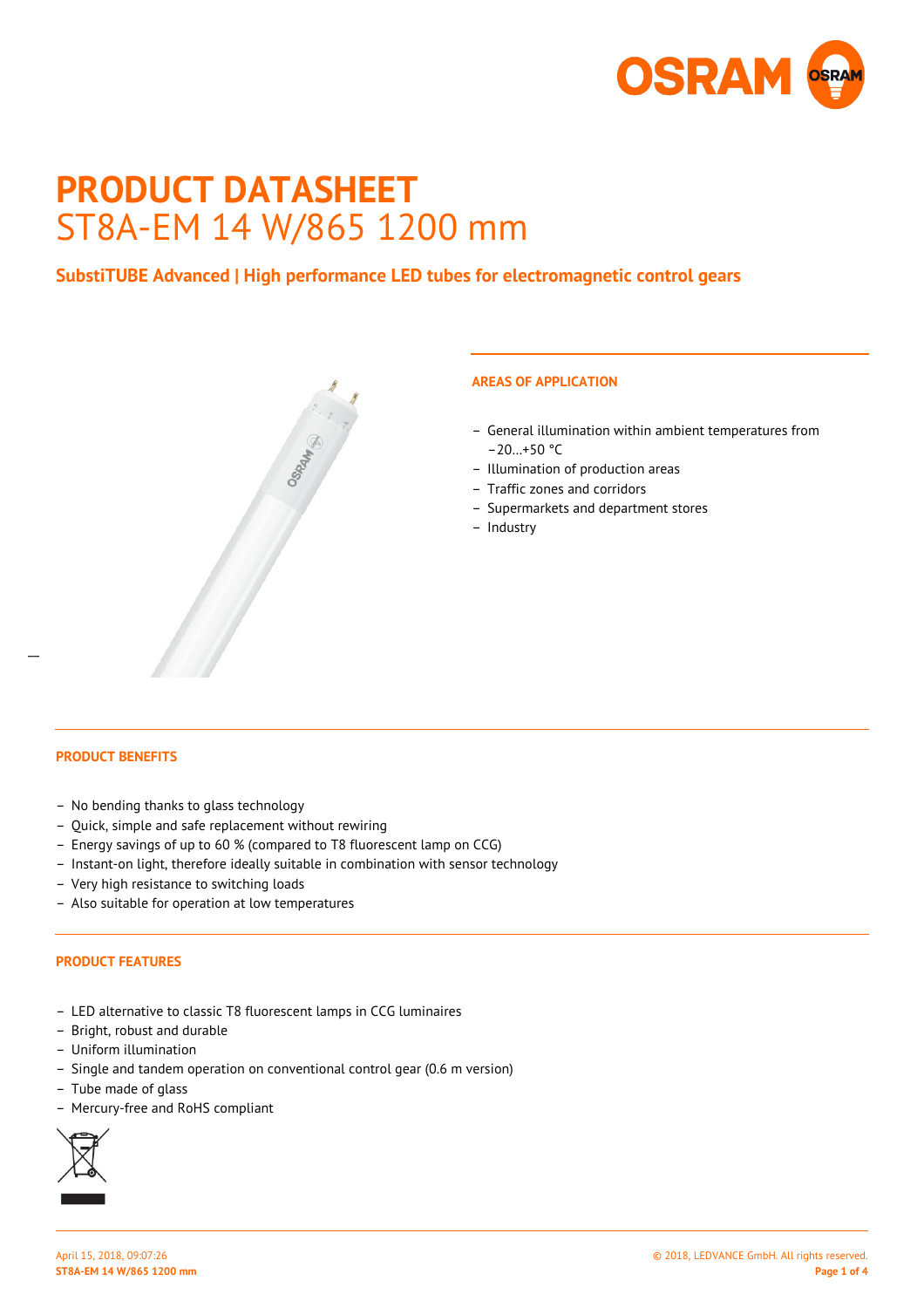# PRODUCT DATASHEET

ST8A-EM 14 W/865 1200 mm

## SubstiTUBE Advanced | High performance LED tubes for electromagnetic control gears

### AREAS OF APPLICATION

- General illumination within ambient temperatures from −20…+50 °C
- Illumination of production areas
- Traffic zones and corridors
- Supermarkets and department stores
- Industry

### PRODUCT BENEFITS

- No bending thanks to glass technology
- Quick, simple and safe replacement without rewiring
- Energy savings of up to 60 % (compared to T8 fluorescent lamp on CCG)
- Instant-on light, therefore ideally suitable in combination with sensor technology
- Very high resistance to switching loads
- Also suitable for operation at low temperatures

### PRODUCT FEATURES

- LED alternative to classic T8 fluorescent lamps in CCG luminaires
- Bright, robust and durable
- Uniform illumination
- Single and tandem operation on conventional control gear (0.6 m version)
- Tube made of glass
- Mercury-free and RoHS compliant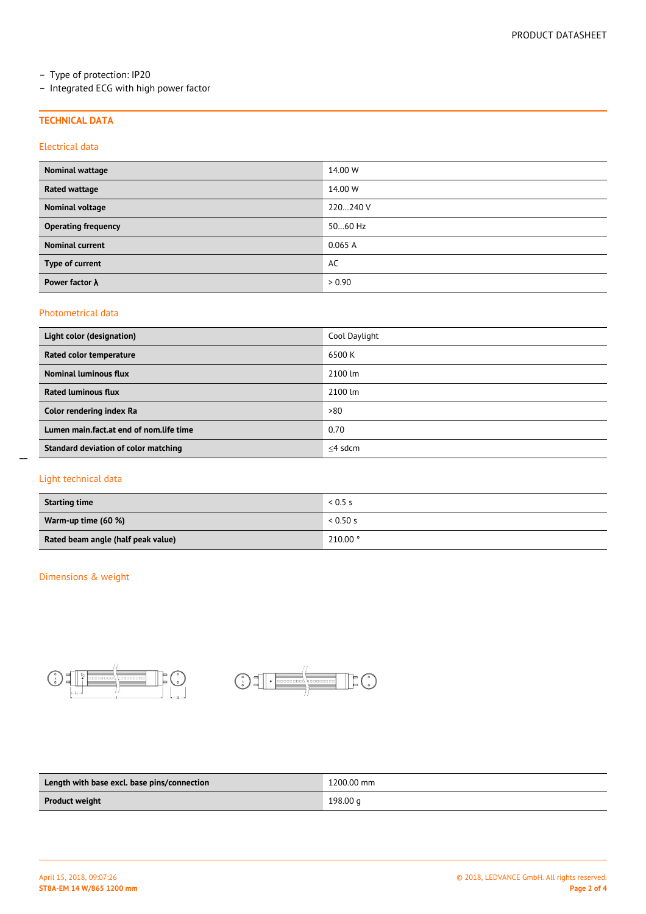- Type of protection: IP20
- Integrated ECG with high power factor

## TECHNICAL DATA

### Electrical data

| | |
|---|---|
| **Nominal wattage** | 14.00 W |
| **Rated wattage** | 14.00 W |
| **Nominal voltage** | 220…240 V |
| **Operating frequency** | 50…60 Hz |
| **Nominal current** | 0.065 A |
| **Type of current** | AC |
| **Power factor λ** | > 0.90 |

### Photometrical data

| | |
|---|---|
| **Light color (designation)** | Cool Daylight |
| **Rated color temperature** | 6500 K |
| **Nominal luminous flux** | 2100 lm |
| **Rated luminous flux** | 2100 lm |
| **Color rendering index Ra** | >80 |
| **Lumen main.fact.at end of nom.life time** | 0.70 |
| **Standard deviation of color matching** | ≤4 sdcm |

### Light technical data

| | |
|---|---|
| **Starting time** | < 0.5 s |
| **Warm-up time (60 %)** | < 0.50 s |
| **Rated beam angle (half peak value)** | 210.00 ° |

### Dimensions & weight

| | |
|---|---|
| **Length with base excl. base pins/connection** | 1200.00 mm |
| **Product weight** | 198.00 g |

April 15, 2018, 09:07:26
**ST8A-EM 14 W/865 1200 mm**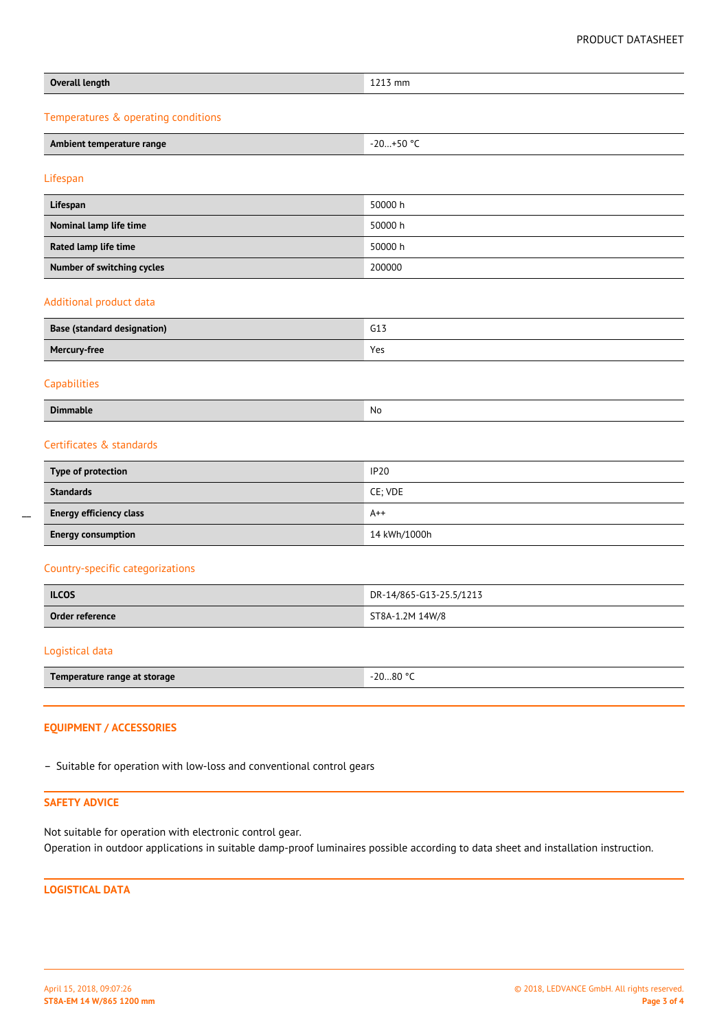| | |
|---|---|
| **Overall length** | 1213 mm |

### Temperatures & operating conditions

| | |
|---|---|
| **Ambient temperature range** | -20…+50 °C |

### Lifespan

| | |
|---|---|
| **Lifespan** | 50000 h |
| **Nominal lamp life time** | 50000 h |
| **Rated lamp life time** | 50000 h |
| **Number of switching cycles** | 200000 |

### Additional product data

| | |
|---|---|
| **Base (standard designation)** | G13 |
| **Mercury-free** | Yes |

### Capabilities

| | |
|---|---|
| **Dimmable** | No |

### Certificates & standards

| | |
|---|---|
| **Type of protection** | IP20 |
| **Standards** | CE; VDE |
| **Energy efficiency class** | A++ |
| **Energy consumption** | 14 kWh/1000h |

### Country-specific categorizations

| | |
|---|---|
| **ILCOS** | DR-14/865-G13-25.5/1213 |
| **Order reference** | ST8A-1.2M 14W/8 |

### Logistical data

| | |
|---|---|
| **Temperature range at storage** | -20…80 °C |

## EQUIPMENT / ACCESSORIES

– Suitable for operation with low-loss and conventional control gears

## SAFETY ADVICE

Not suitable for operation with electronic control gear.
Operation in outdoor applications in suitable damp-proof luminaires possible according to data sheet and installation instruction.

## LOGISTICAL DATA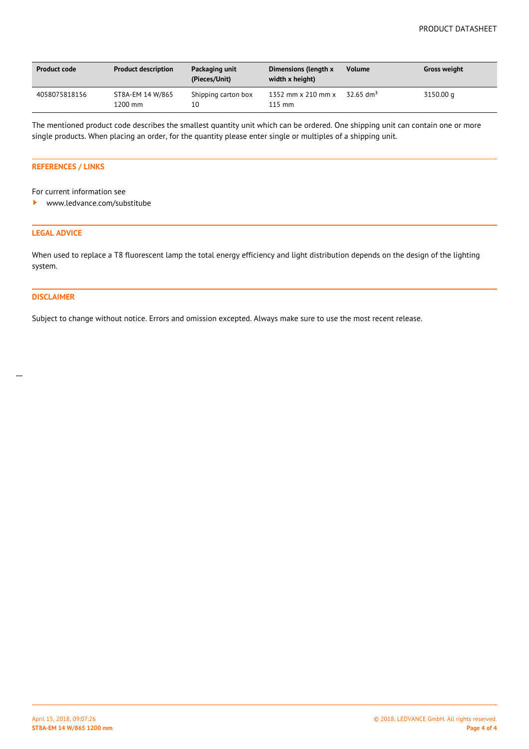| Product code | Product description | Packaging unit (Pieces/Unit) | Dimensions (length x width x height) | Volume | Gross weight |
|---|---|---|---|---|---|
| 4058075818156 | ST8A-EM 14 W/865 1200 mm | Shipping carton box 10 | 1352 mm x 210 mm x 115 mm | 32.65 $dm^3$ | 3150.00 g |

The mentioned product code describes the smallest quantity unit which can be ordered. One shipping unit can contain one or more single products. When placing an order, for the quantity please enter single or multiples of a shipping unit.

## REFERENCES / LINKS

For current information see

- www.ledvance.com/substitube

## LEGAL ADVICE

When used to replace a T8 fluorescent lamp the total energy efficiency and light distribution depends on the design of the lighting system.

## DISCLAIMER

Subject to change without notice. Errors and omission excepted. Always make sure to use the most recent release.